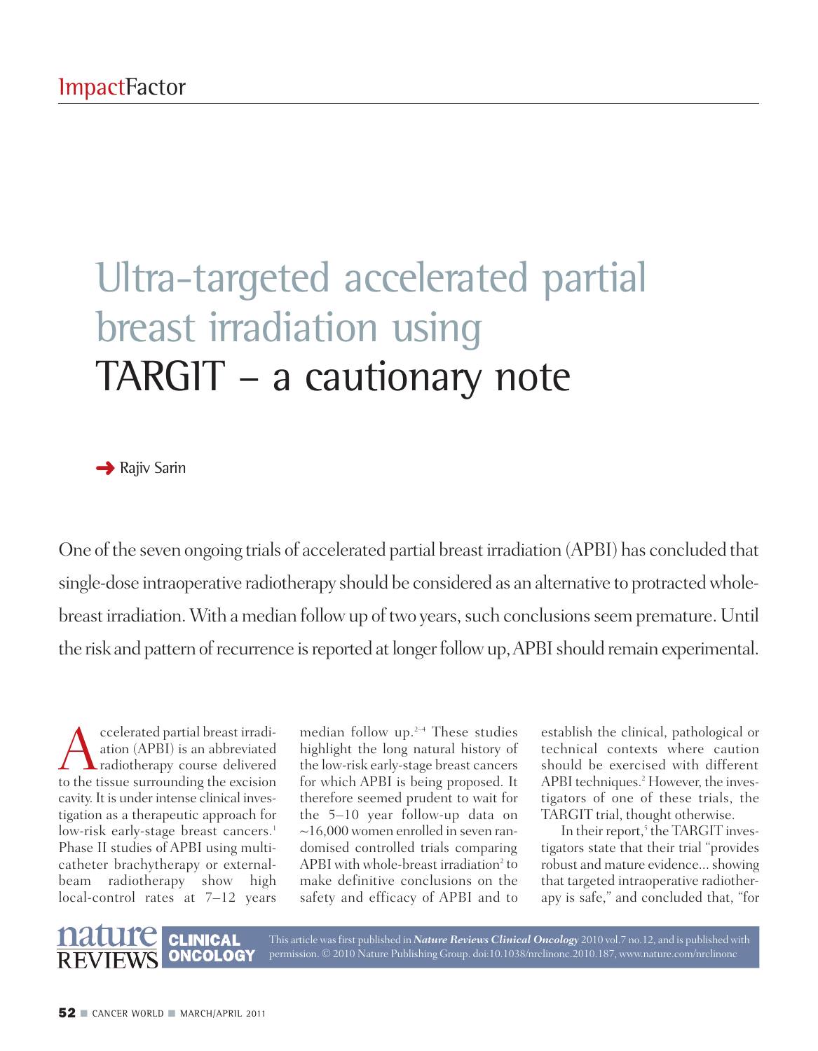# Ultra-targeted accelerated partial breast irradiation using TARGIT – a cautionary note

→ Rajiv Sarin

One of the seven ongoing trials of accelerated partial breast irradiation (APBI) has concluded that single-dose intraoperative radiotherapy should be considered as an alternative to protracted whole-breast irradiation. With a median follow up of two years, such conclusions seem premature. Until the risk and pattern of recurrence is reported at longer follow up, APBI should remain experimental.

Accelerated partial breast irradiation (APBI) is an abbreviated radiotherapy course delivered to the tissue surrounding the excision cavity. It is under intense clinical investigation as a therapeutic approach for low-risk early-stage breast cancers.[1] Phase II studies of APBI using multi-catheter brachytherapy or external-beam radiotherapy show high local-control rates at 7–12 years median follow up.[2–4] These studies highlight the long natural history of the low-risk early-stage breast cancers for which APBI is being proposed. It therefore seemed prudent to wait for the 5–10 year follow-up data on ~16,000 women enrolled in seven randomised controlled trials comparing APBI with whole-breast irradiation[2] to make definitive conclusions on the safety and efficacy of APBI and to establish the clinical, pathological or technical contexts where caution should be exercised with different APBI techniques.[2] However, the investigators of one of these trials, the TARGIT trial, thought otherwise.

In their report,[5] the TARGIT investigators state that their trial "provides robust and mature evidence... showing that targeted intraoperative radiotherapy is safe," and concluded that, "for

This article was first published in ***Nature Reviews Clinical Oncology*** 2010 vol.7 no.12, and is published with permission. © 2010 Nature Publishing Group. doi:10.1038/nrclinonc.2010.187, www.nature.com/nrclinonc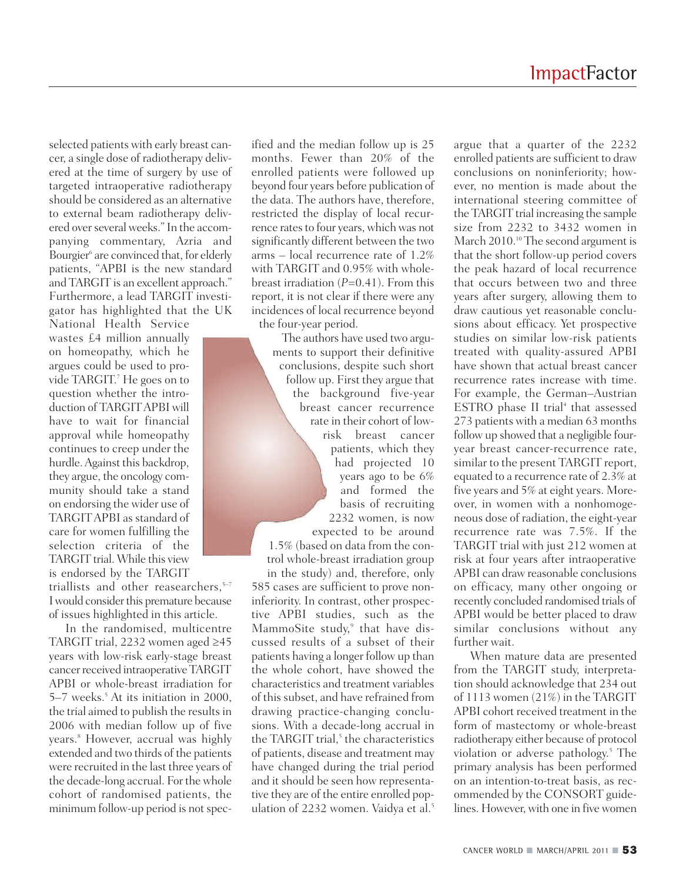selected patients with early breast cancer, a single dose of radiotherapy delivered at the time of surgery by use of targeted intraoperative radiotherapy should be considered as an alternative to external beam radiotherapy delivered over several weeks." In the accompanying commentary, Azria and Bourgier[6] are convinced that, for elderly patients, "APBI is the new standard and TARGIT is an excellent approach." Furthermore, a lead TARGIT investigator has highlighted that the UK National Health Service wastes £4 million annually on homeopathy, which he argues could be used to provide TARGIT.[7] He goes on to question whether the introduction of TARGIT APBI will have to wait for financial approval while homeopathy continues to creep under the hurdle. Against this backdrop, they argue, the oncology community should take a stand on endorsing the wider use of TARGIT APBI as standard of care for women fulfilling the selection criteria of the TARGIT trial. While this view is endorsed by the TARGIT triallists and other reasearchers,[5–7] I would consider this premature because of issues highlighted in this article.

In the randomised, multicentre TARGIT trial, 2232 women aged ≥45 years with low-risk early-stage breast cancer received intraoperative TARGIT APBI or whole-breast irradiation for 5–7 weeks.[5] At its initiation in 2000, the trial aimed to publish the results in 2006 with median follow up of five years.[8] However, accrual was highly extended and two thirds of the patients were recruited in the last three years of the decade-long accrual. For the whole cohort of randomised patients, the minimum follow-up period is not specified and the median follow up is 25 months. Fewer than 20% of the enrolled patients were followed up beyond four years before publication of the data. The authors have, therefore, restricted the display of local recurrence rates to four years, which was not significantly different between the two arms – local recurrence rate of 1.2% with TARGIT and 0.95% with whole-breast irradiation ($P$=0.41). From this report, it is not clear if there were any incidences of local recurrence beyond the four-year period.

The authors have used two arguments to support their definitive conclusions, despite such short follow up. First they argue that the background five-year breast cancer recurrence rate in their cohort of low-risk breast cancer patients, which they had projected 10 years ago to be 6% and formed the basis of recruiting 2232 women, is now expected to be around 1.5% (based on data from the control whole-breast irradiation group in the study) and, therefore, only 585 cases are sufficient to prove noninferiority. In contrast, other prospective APBI studies, such as the MammoSite study,[9] that have discussed results of a subset of their patients having a longer follow up than the whole cohort, have showed the characteristics and treatment variables of this subset, and have refrained from drawing practice-changing conclusions. With a decade-long accrual in the TARGIT trial,[5] the characteristics of patients, disease and treatment may have changed during the trial period and it should be seen how representative they are of the entire enrolled population of 2232 women. Vaidya et al.[5] argue that a quarter of the 2232 enrolled patients are sufficient to draw conclusions on noninferiority; however, no mention is made about the international steering committee of the TARGIT trial increasing the sample size from 2232 to 3432 women in March 2010.[10] The second argument is that the short follow-up period covers the peak hazard of local recurrence that occurs between two and three years after surgery, allowing them to draw cautious yet reasonable conclusions about efficacy. Yet prospective studies on similar low-risk patients treated with quality-assured APBI have shown that actual breast cancer recurrence rates increase with time. For example, the German–Austrian ESTRO phase II trial[4] that assessed 273 patients with a median 63 months follow up showed that a negligible four-year breast cancer-recurrence rate, similar to the present TARGIT report, equated to a recurrence rate of 2.3% at five years and 5% at eight years. Moreover, in women with a nonhomogeneous dose of radiation, the eight-year recurrence rate was 7.5%. If the TARGIT trial with just 212 women at risk at four years after intraoperative APBI can draw reasonable conclusions on efficacy, many other ongoing or recently concluded randomised trials of APBI would be better placed to draw similar conclusions without any further wait.

When mature data are presented from the TARGIT study, interpretation should acknowledge that 234 out of 1113 women (21%) in the TARGIT APBI cohort received treatment in the form of mastectomy or whole-breast radiotherapy either because of protocol violation or adverse pathology.[5] The primary analysis has been performed on an intention-to-treat basis, as recommended by the CONSORT guidelines. However, with one in five women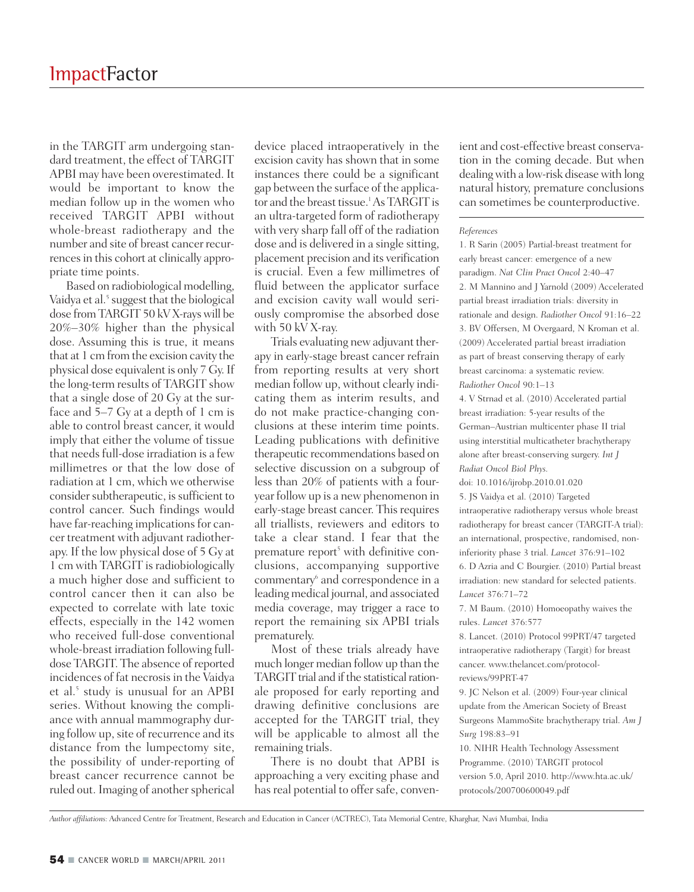in the TARGIT arm undergoing standard treatment, the effect of TARGIT APBI may have been overestimated. It would be important to know the median follow up in the women who received TARGIT APBI without whole-breast radiotherapy and the number and site of breast cancer recurrences in this cohort at clinically appropriate time points.

Based on radiobiological modelling, Vaidya et al.[5] suggest that the biological dose from TARGIT 50 kV X-rays will be 20%–30% higher than the physical dose. Assuming this is true, it means that at 1 cm from the excision cavity the physical dose equivalent is only 7 Gy. If the long-term results of TARGIT show that a single dose of 20 Gy at the surface and 5–7 Gy at a depth of 1 cm is able to control breast cancer, it would imply that either the volume of tissue that needs full-dose irradiation is a few millimetres or that the low dose of radiation at 1 cm, which we otherwise consider subtherapeutic, is sufficient to control cancer. Such findings would have far-reaching implications for cancer treatment with adjuvant radiotherapy. If the low physical dose of 5 Gy at 1 cm with TARGIT is radiobiologically a much higher dose and sufficient to control cancer then it can also be expected to correlate with late toxic effects, especially in the 142 women who received full-dose conventional whole-breast irradiation following full-dose TARGIT. The absence of reported incidences of fat necrosis in the Vaidya et al.[5] study is unusual for an APBI series. Without knowing the compliance with annual mammography during follow up, site of recurrence and its distance from the lumpectomy site, the possibility of under-reporting of breast cancer recurrence cannot be ruled out. Imaging of another spherical device placed intraoperatively in the excision cavity has shown that in some instances there could be a significant gap between the surface of the applicator and the breast tissue.[1] As TARGIT is an ultra-targeted form of radiotherapy with very sharp fall off of the radiation dose and is delivered in a single sitting, placement precision and its verification is crucial. Even a few millimetres of fluid between the applicator surface and excision cavity wall would seriously compromise the absorbed dose with 50 kV X-ray.

Trials evaluating new adjuvant therapy in early-stage breast cancer refrain from reporting results at very short median follow up, without clearly indicating them as interim results, and do not make practice-changing conclusions at these interim time points. Leading publications with definitive therapeutic recommendations based on selective discussion on a subgroup of less than 20% of patients with a four-year follow up is a new phenomenon in early-stage breast cancer. This requires all triallists, reviewers and editors to take a clear stand. I fear that the premature report[5] with definitive conclusions, accompanying supportive commentary[6] and correspondence in a leading medical journal, and associated media coverage, may trigger a race to report the remaining six APBI trials prematurely.

Most of these trials already have much longer median follow up than the TARGIT trial and if the statistical rationale proposed for early reporting and drawing definitive conclusions are accepted for the TARGIT trial, they will be applicable to almost all the remaining trials.

There is no doubt that APBI is approaching a very exciting phase and has real potential to offer safe, convenient and cost-effective breast conservation in the coming decade. But when dealing with a low-risk disease with long natural history, premature conclusions can sometimes be counterproductive.

*References*

1. R Sarin (2005) Partial-breast treatment for early breast cancer: emergence of a new paradigm. *Nat Clin Pract Oncol* 2:40–47
2. M Mannino and J Yarnold (2009) Accelerated partial breast irradiation trials: diversity in rationale and design. *Radiother Oncol* 91:16–22
3. BV Offersen, M Overgaard, N Kroman et al. (2009) Accelerated partial breast irradiation as part of breast conserving therapy of early breast carcinoma: a systematic review. *Radiother Oncol* 90:1–13
4. V Strnad et al. (2010) Accelerated partial breast irradiation: 5-year results of the German–Austrian multicenter phase II trial using interstitial multicatheter brachytherapy alone after breast-conserving surgery. *Int J Radiat Oncol Biol Phys.* doi: 10.1016/ijrobp.2010.01.020
5. JS Vaidya et al. (2010) Targeted intraoperative radiotherapy versus whole breast radiotherapy for breast cancer (TARGIT-A trial): an international, prospective, randomised, non-inferiority phase 3 trial. *Lancet* 376:91–102
6. D Azria and C Bourgier. (2010) Partial breast irradiation: new standard for selected patients. *Lancet* 376:71–72
7. M Baum. (2010) Homoeopathy waives the rules. *Lancet* 376:577
8. Lancet. (2010) Protocol 99PRT/47 targeted intraoperative radiotherapy (Targit) for breast cancer. www.thelancet.com/protocol-reviews/99PRT-47
9. JC Nelson et al. (2009) Four-year clinical update from the American Society of Breast Surgeons MammoSite brachytherapy trial. *Am J Surg* 198:83–91
10. NIHR Health Technology Assessment Programme. (2010) TARGIT protocol version 5.0, April 2010. http://www.hta.ac.uk/protocols/200700600049.pdf

*Author affiliations:* Advanced Centre for Treatment, Research and Education in Cancer (ACTREC), Tata Memorial Centre, Kharghar, Navi Mumbai, India